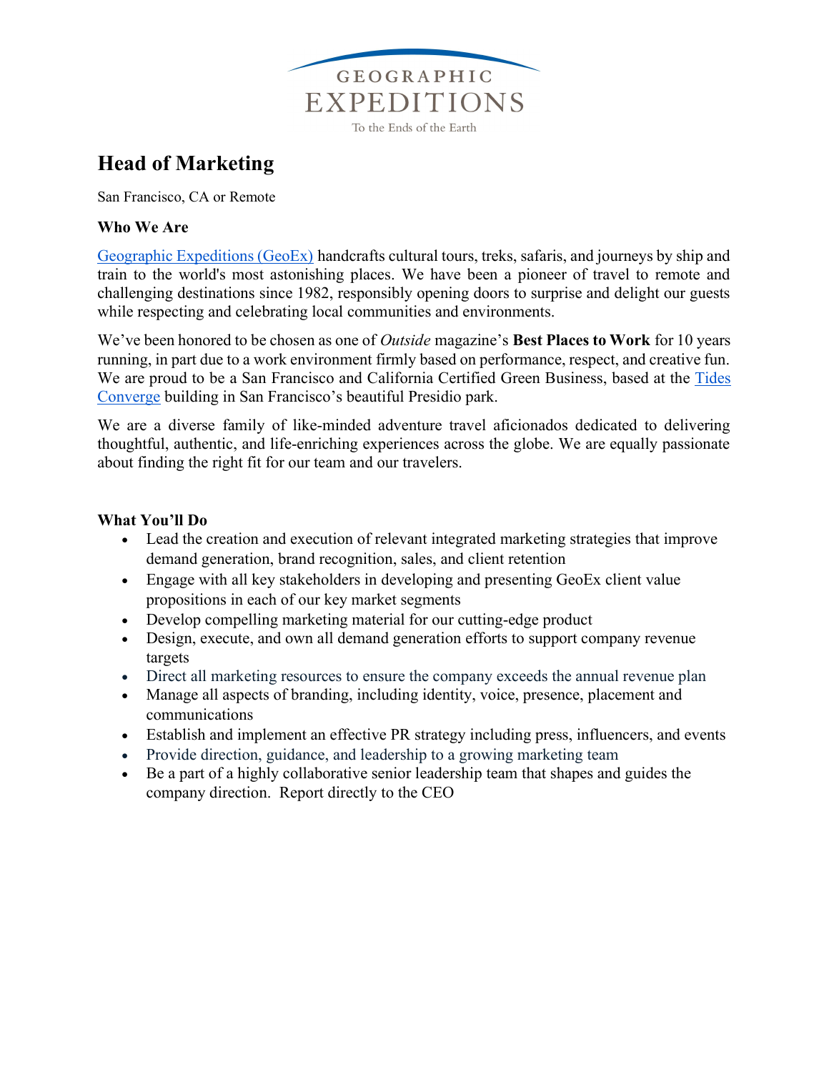GEOGRAPHIC

EXPEDITIONS

To the Ends of the Earth

# Head of Marketing

San Francisco, CA or Remote

### Who We Are

Geographic Expeditions (GeoEx) handcrafts cultural tours, treks, safaris, and journeys by ship and train to the world's most astonishing places. We have been a pioneer of travel to remote and challenging destinations since 1982, responsibly opening doors to surprise and delight our guests while respecting and celebrating local communities and environments.

We've been honored to be chosen as one of *Outside* magazine's **Best Places to Work** for 10 years running, in part due to a work environment firmly based on performance, respect, and creative fun. We are proud to be a San Francisco and California Certified Green Business, based at the Tides Converge building in San Francisco's beautiful Presidio park.

We are a diverse family of like-minded adventure travel aficionados dedicated to delivering thoughtful, authentic, and life-enriching experiences across the globe. We are equally passionate about finding the right fit for our team and our travelers.

### What You'll Do

- Lead the creation and execution of relevant integrated marketing strategies that improve demand generation, brand recognition, sales, and client retention
- Engage with all key stakeholders in developing and presenting GeoEx client value propositions in each of our key market segments
- Develop compelling marketing material for our cutting-edge product
- Design, execute, and own all demand generation efforts to support company revenue targets
- Direct all marketing resources to ensure the company exceeds the annual revenue plan
- Manage all aspects of branding, including identity, voice, presence, placement and communications
- Establish and implement an effective PR strategy including press, influencers, and events
- Provide direction, guidance, and leadership to a growing marketing team
- Be a part of a highly collaborative senior leadership team that shapes and guides the company direction. Report directly to the CEO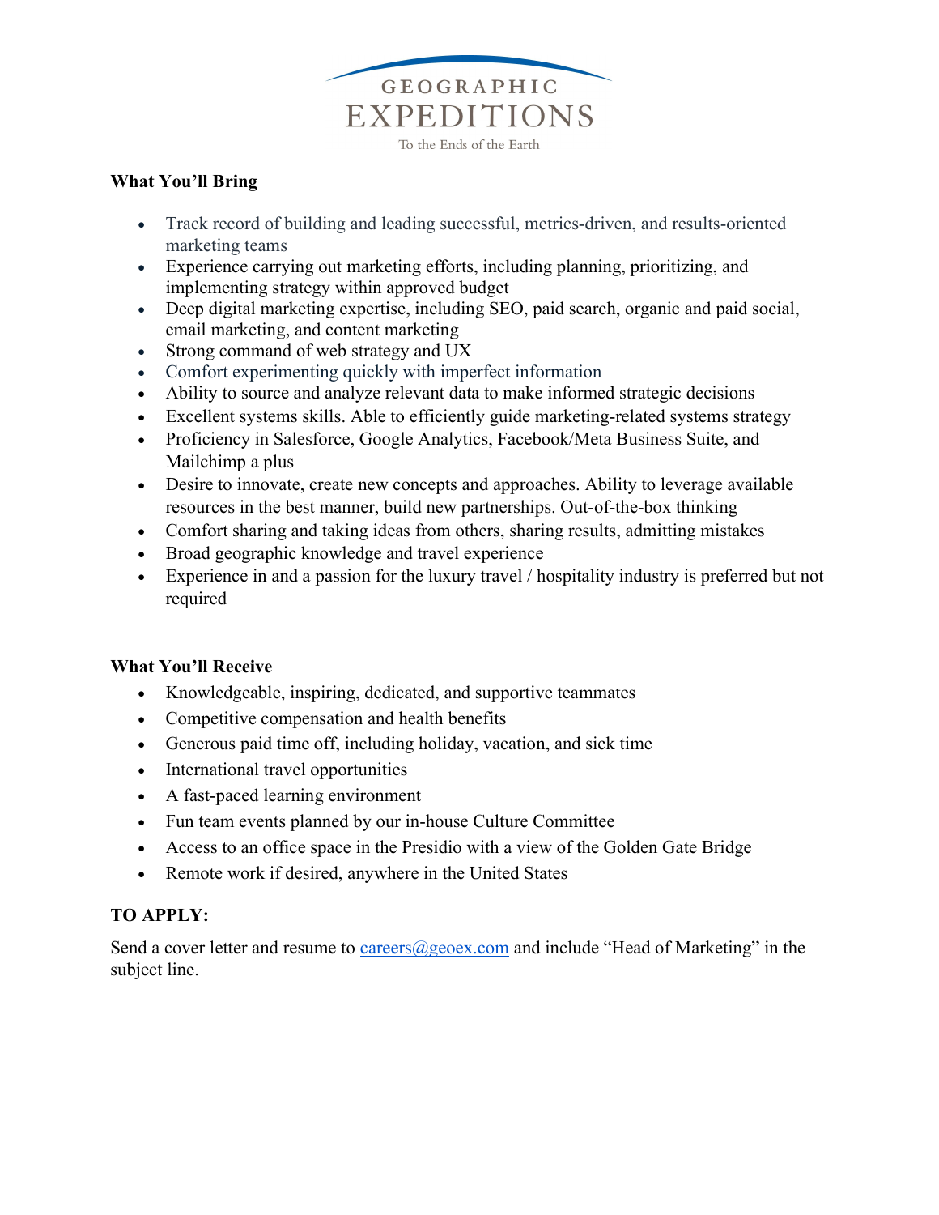GEOGRAPHIC
EXPEDITIONS
To the Ends of the Earth

**What You'll Bring**

- Track record of building and leading successful, metrics-driven, and results-oriented marketing teams
- Experience carrying out marketing efforts, including planning, prioritizing, and implementing strategy within approved budget
- Deep digital marketing expertise, including SEO, paid search, organic and paid social, email marketing, and content marketing
- Strong command of web strategy and UX
- Comfort experimenting quickly with imperfect information
- Ability to source and analyze relevant data to make informed strategic decisions
- Excellent systems skills. Able to efficiently guide marketing-related systems strategy
- Proficiency in Salesforce, Google Analytics, Facebook/Meta Business Suite, and Mailchimp a plus
- Desire to innovate, create new concepts and approaches. Ability to leverage available resources in the best manner, build new partnerships. Out-of-the-box thinking
- Comfort sharing and taking ideas from others, sharing results, admitting mistakes
- Broad geographic knowledge and travel experience
- Experience in and a passion for the luxury travel / hospitality industry is preferred but not required

**What You'll Receive**

- Knowledgeable, inspiring, dedicated, and supportive teammates
- Competitive compensation and health benefits
- Generous paid time off, including holiday, vacation, and sick time
- International travel opportunities
- A fast-paced learning environment
- Fun team events planned by our in-house Culture Committee
- Access to an office space in the Presidio with a view of the Golden Gate Bridge
- Remote work if desired, anywhere in the United States

**TO APPLY:**

Send a cover letter and resume to careers@geoex.com and include "Head of Marketing" in the subject line.